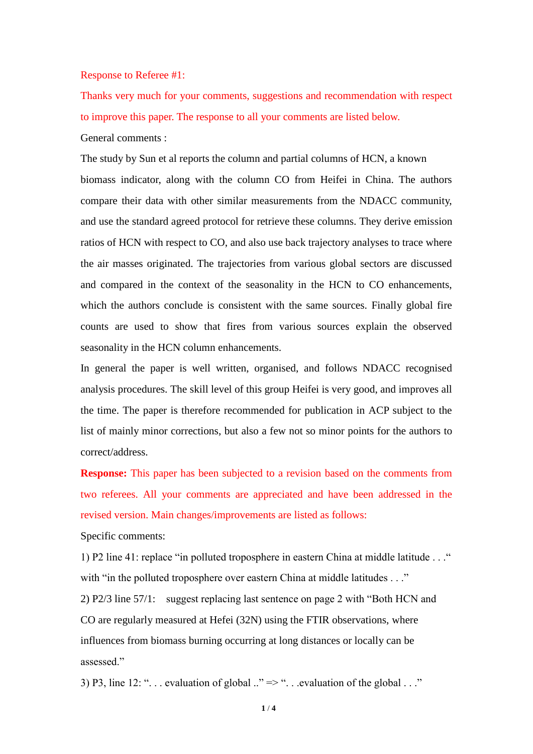Response to Referee #1:

Thanks very much for your comments, suggestions and recommendation with respect to improve this paper. The response to all your comments are listed below.

General comments :

The study by Sun et al reports the column and partial columns of HCN, a known biomass indicator, along with the column CO from Heifei in China. The authors compare their data with other similar measurements from the NDACC community, and use the standard agreed protocol for retrieve these columns. They derive emission ratios of HCN with respect to CO, and also use back trajectory analyses to trace where the air masses originated. The trajectories from various global sectors are discussed and compared in the context of the seasonality in the HCN to CO enhancements, which the authors conclude is consistent with the same sources. Finally global fire counts are used to show that fires from various sources explain the observed seasonality in the HCN column enhancements.

In general the paper is well written, organised, and follows NDACC recognised analysis procedures. The skill level of this group Heifei is very good, and improves all the time. The paper is therefore recommended for publication in ACP subject to the list of mainly minor corrections, but also a few not so minor points for the authors to correct/address.

**Response:** This paper has been subjected to a revision based on the comments from two referees. All your comments are appreciated and have been addressed in the revised version. Main changes/improvements are listed as follows:

Specific comments:

1) P2 line 41: replace "in polluted troposphere in eastern China at middle latitude . . ." with "in the polluted troposphere over eastern China at middle latitudes . . ."

2) P2/3 line 57/1: suggest replacing last sentence on page 2 with "Both HCN and CO are regularly measured at Hefei (32N) using the FTIR observations, where influences from biomass burning occurring at long distances or locally can be assessed."

3) P3, line 12: ". . . evaluation of global .." => ". . .evaluation of the global . . ."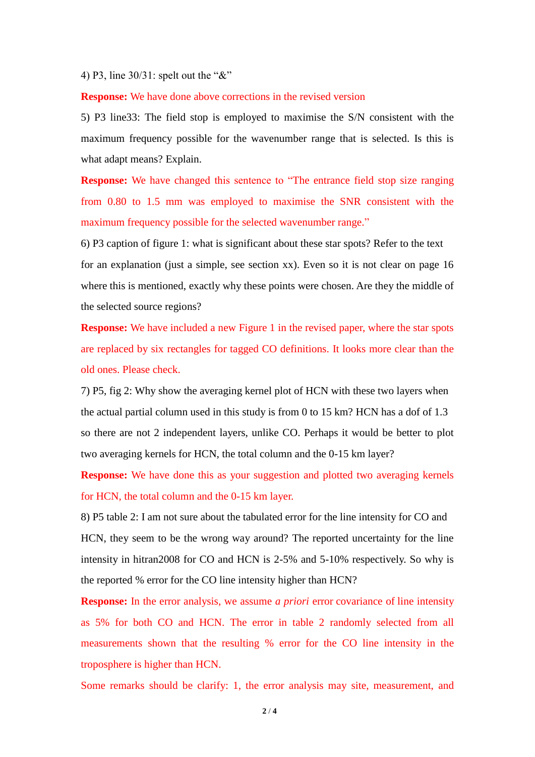4) P3, line 30/31: spelt out the “&”

**Response:** We have done above corrections in the revised version

5) P3 line33: The field stop is employed to maximise the S/N consistent with the maximum frequency possible for the wavenumber range that is selected. Is this is what adapt means? Explain.

**Response:** We have changed this sentence to “The entrance field stop size ranging from 0.80 to 1.5 mm was employed to maximise the SNR consistent with the maximum frequency possible for the selected wavenumber range.”

6) P3 caption of figure 1: what is significant about these star spots? Refer to the text for an explanation (just a simple, see section xx). Even so it is not clear on page 16 where this is mentioned, exactly why these points were chosen. Are they the middle of the selected source regions?

**Response:** We have included a new Figure 1 in the revised paper, where the star spots are replaced by six rectangles for tagged CO definitions. It looks more clear than the old ones. Please check.

7) P5, fig 2: Why show the averaging kernel plot of HCN with these two layers when the actual partial column used in this study is from 0 to 15 km? HCN has a dof of 1.3 so there are not 2 independent layers, unlike CO. Perhaps it would be better to plot two averaging kernels for HCN, the total column and the 0-15 km layer?

**Response:** We have done this as your suggestion and plotted two averaging kernels for HCN, the total column and the 0-15 km layer.

8) P5 table 2: I am not sure about the tabulated error for the line intensity for CO and HCN, they seem to be the wrong way around? The reported uncertainty for the line intensity in hitran2008 for CO and HCN is 2-5% and 5-10% respectively. So why is the reported % error for the CO line intensity higher than HCN?

**Response:** In the error analysis, we assume *a priori* error covariance of line intensity as 5% for both CO and HCN. The error in table 2 randomly selected from all measurements shown that the resulting % error for the CO line intensity in the troposphere is higher than HCN.

Some remarks should be clarify: 1, the error analysis may site, measurement, and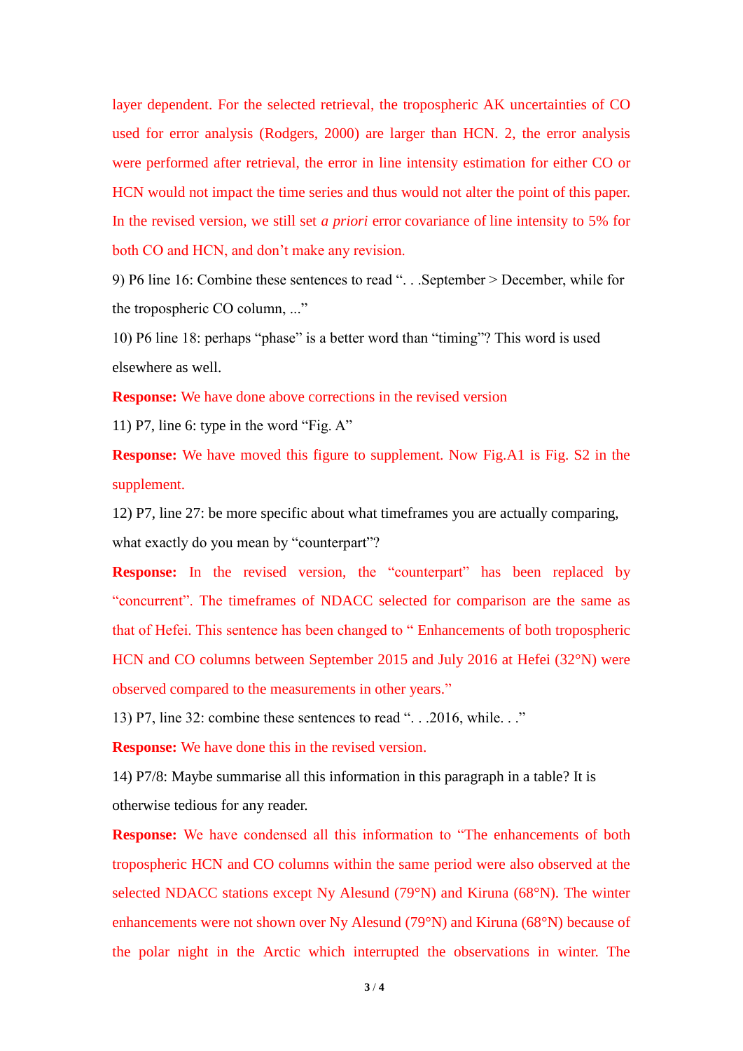layer dependent. For the selected retrieval, the tropospheric AK uncertainties of CO used for error analysis (Rodgers, 2000) are larger than HCN. 2, the error analysis were performed after retrieval, the error in line intensity estimation for either CO or HCN would not impact the time series and thus would not alter the point of this paper. In the revised version, we still set *a priori* error covariance of line intensity to 5% for both CO and HCN, and don't make any revision.

9) P6 line 16: Combine these sentences to read ". . .September > December, while for the tropospheric CO column, ..."

10) P6 line 18: perhaps "phase" is a better word than "timing"? This word is used elsewhere as well.

**Response:** We have done above corrections in the revised version

11) P7, line 6: type in the word "Fig. A"

**Response:** We have moved this figure to supplement. Now Fig.A1 is Fig. S2 in the supplement.

12) P7, line 27: be more specific about what timeframes you are actually comparing, what exactly do you mean by "counterpart"?

**Response:** In the revised version, the "counterpart" has been replaced by "concurrent". The timeframes of NDACC selected for comparison are the same as that of Hefei. This sentence has been changed to " Enhancements of both tropospheric HCN and CO columns between September 2015 and July 2016 at Hefei (32°N) were observed compared to the measurements in other years."

13) P7, line 32: combine these sentences to read ". . .2016, while. . ."

**Response:** We have done this in the revised version.

14) P7/8: Maybe summarise all this information in this paragraph in a table? It is otherwise tedious for any reader.

**Response:** We have condensed all this information to "The enhancements of both tropospheric HCN and CO columns within the same period were also observed at the selected NDACC stations except Ny Alesund (79°N) and Kiruna (68°N). The winter enhancements were not shown over Ny Alesund (79°N) and Kiruna (68°N) because of the polar night in the Arctic which interrupted the observations in winter. The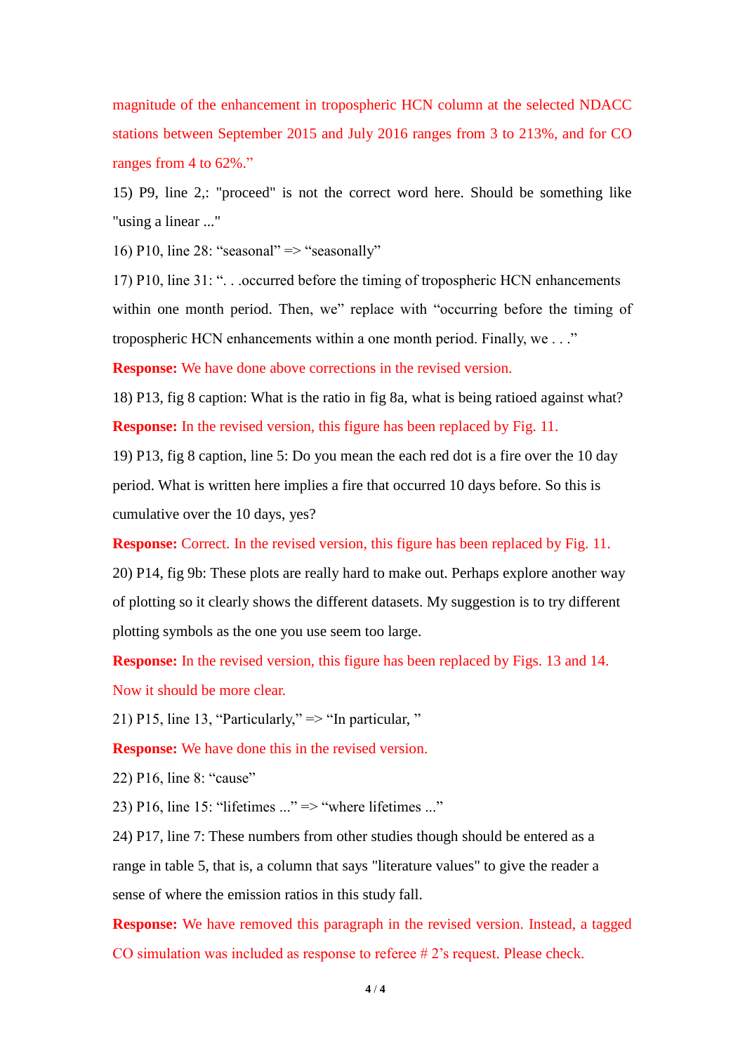magnitude of the enhancement in tropospheric HCN column at the selected NDACC stations between September 2015 and July 2016 ranges from 3 to 213%, and for CO ranges from 4 to 62%."

15) P9, line 2,: "proceed" is not the correct word here. Should be something like "using a linear ..."

16) P10, line 28: "seasonal" => "seasonally"

17) P10, line 31: ". . .occurred before the timing of tropospheric HCN enhancements within one month period. Then, we" replace with "occurring before the timing of tropospheric HCN enhancements within a one month period. Finally, we . . ."

**Response:** We have done above corrections in the revised version.

18) P13, fig 8 caption: What is the ratio in fig 8a, what is being ratioed against what?

**Response:** In the revised version, this figure has been replaced by Fig. 11.

19) P13, fig 8 caption, line 5: Do you mean the each red dot is a fire over the 10 day period. What is written here implies a fire that occurred 10 days before. So this is cumulative over the 10 days, yes?

**Response:** Correct. In the revised version, this figure has been replaced by Fig. 11.

20) P14, fig 9b: These plots are really hard to make out. Perhaps explore another way of plotting so it clearly shows the different datasets. My suggestion is to try different plotting symbols as the one you use seem too large.

**Response:** In the revised version, this figure has been replaced by Figs. 13 and 14. Now it should be more clear.

21) P15, line 13, "Particularly," => "In particular, "

**Response:** We have done this in the revised version.

22) P16, line 8: "cause"

23) P16, line 15: "lifetimes ..." => "where lifetimes ..."

24) P17, line 7: These numbers from other studies though should be entered as a range in table 5, that is, a column that says "literature values" to give the reader a sense of where the emission ratios in this study fall.

**Response:** We have removed this paragraph in the revised version. Instead, a tagged CO simulation was included as response to referee # 2's request. Please check.